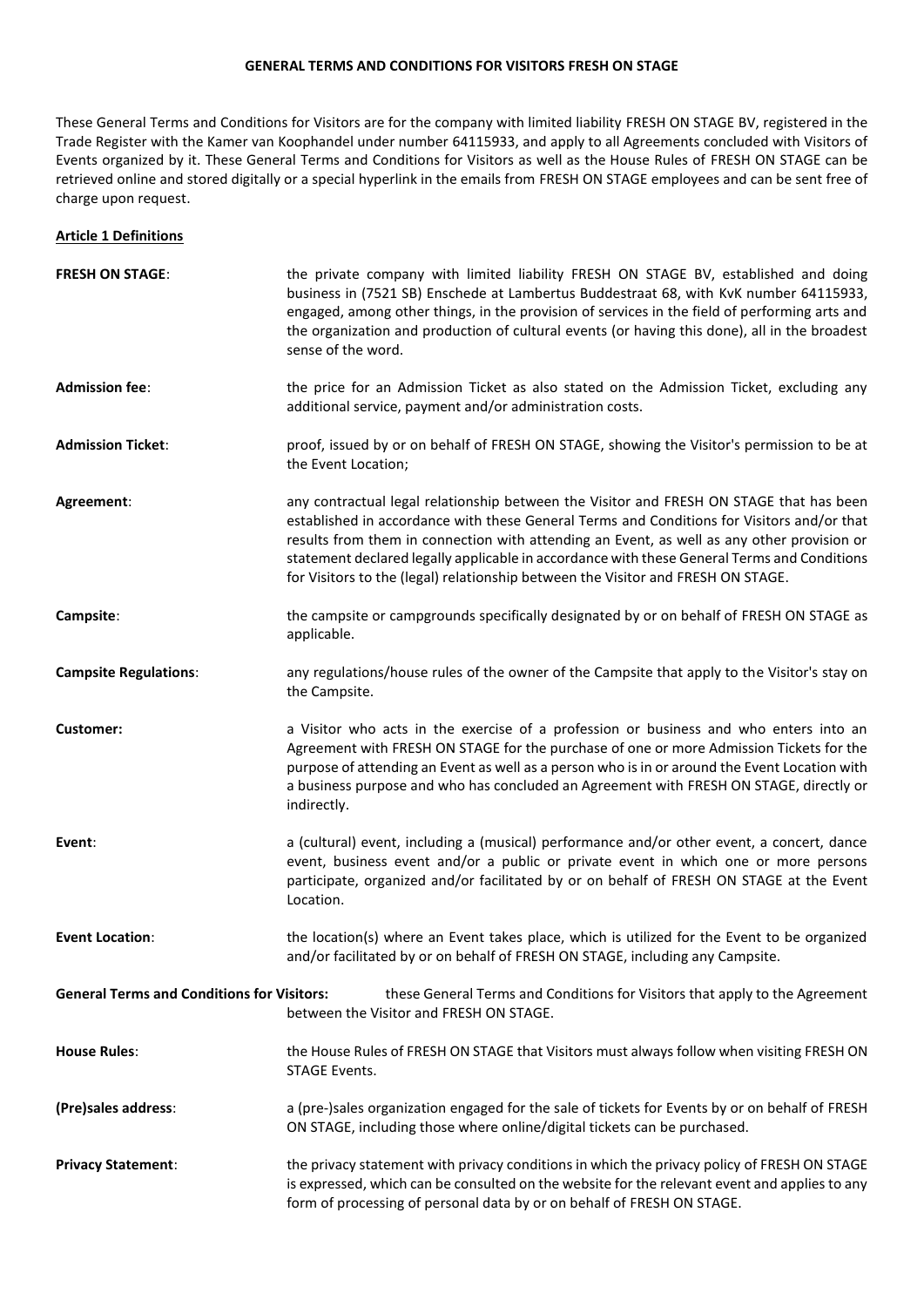# GENERAL TERMS AND CONDITIONS FOR VISITORS FRESH ON STAGE

These General Terms and Conditions for Visitors are for the company with limited liability FRESH ON STAGE BV, registered in the Trade Register with the Kamer van Koophandel under number 64115933, and apply to all Agreements concluded with Visitors of Events organized by it. These General Terms and Conditions for Visitors as well as the House Rules of FRESH ON STAGE can be retrieved online and stored digitally or a special hyperlink in the emails from FRESH ON STAGE employees and can be sent free of charge upon request.

## Article 1 Definitions

**FRESH ON STAGE**: the private company with limited liability FRESH ON STAGE BV, established and doing business in (7521 SB) Enschede at Lambertus Buddestraat 68, with KvK number 64115933, engaged, among other things, in the provision of services in the field of performing arts and the organization and production of cultural events (or having this done), all in the broadest sense of the word.

**Admission fee**: the price for an Admission Ticket as also stated on the Admission Ticket, excluding any additional service, payment and/or administration costs.

**Admission Ticket**: proof, issued by or on behalf of FRESH ON STAGE, showing the Visitor's permission to be at the Event Location;

**Agreement**: any contractual legal relationship between the Visitor and FRESH ON STAGE that has been established in accordance with these General Terms and Conditions for Visitors and/or that results from them in connection with attending an Event, as well as any other provision or statement declared legally applicable in accordance with these General Terms and Conditions for Visitors to the (legal) relationship between the Visitor and FRESH ON STAGE.

**Campsite**: the campsite or campgrounds specifically designated by or on behalf of FRESH ON STAGE as applicable.

**Campsite Regulations**: any regulations/house rules of the owner of the Campsite that apply to the Visitor's stay on the Campsite.

**Customer:** a Visitor who acts in the exercise of a profession or business and who enters into an Agreement with FRESH ON STAGE for the purchase of one or more Admission Tickets for the purpose of attending an Event as well as a person who is in or around the Event Location with a business purpose and who has concluded an Agreement with FRESH ON STAGE, directly or indirectly.

**Event**: a (cultural) event, including a (musical) performance and/or other event, a concert, dance event, business event and/or a public or private event in which one or more persons participate, organized and/or facilitated by or on behalf of FRESH ON STAGE at the Event Location.

**Event Location**: the location(s) where an Event takes place, which is utilized for the Event to be organized and/or facilitated by or on behalf of FRESH ON STAGE, including any Campsite.

**General Terms and Conditions for Visitors:** these General Terms and Conditions for Visitors that apply to the Agreement between the Visitor and FRESH ON STAGE.

**House Rules**: the House Rules of FRESH ON STAGE that Visitors must always follow when visiting FRESH ON STAGE Events.

**(Pre)sales address**: a (pre-)sales organization engaged for the sale of tickets for Events by or on behalf of FRESH ON STAGE, including those where online/digital tickets can be purchased.

**Privacy Statement**: the privacy statement with privacy conditions in which the privacy policy of FRESH ON STAGE is expressed, which can be consulted on the website for the relevant event and applies to any form of processing of personal data by or on behalf of FRESH ON STAGE.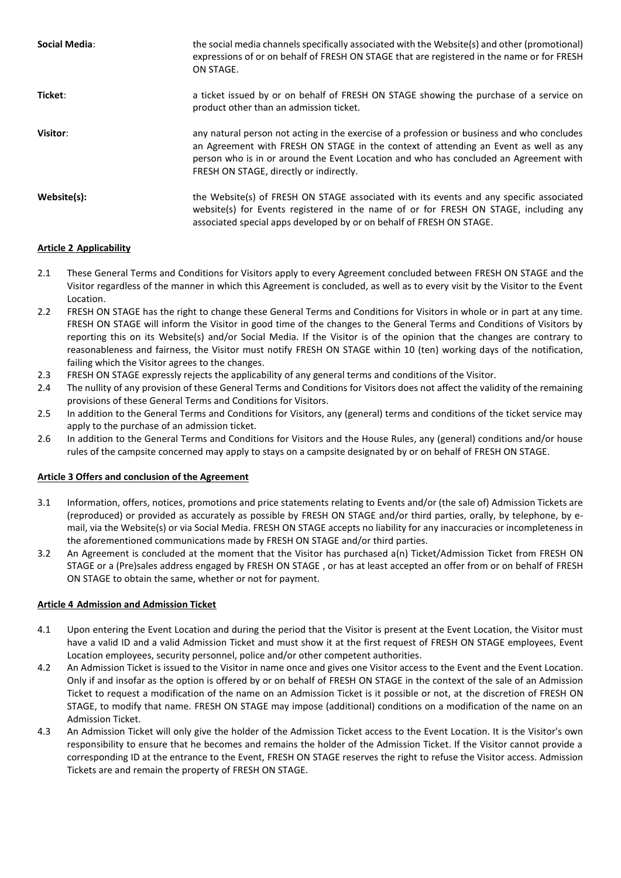**Social Media**: the social media channels specifically associated with the Website(s) and other (promotional) expressions of or on behalf of FRESH ON STAGE that are registered in the name or for FRESH ON STAGE.

**Ticket**: a ticket issued by or on behalf of FRESH ON STAGE showing the purchase of a service on product other than an admission ticket.

**Visitor**: any natural person not acting in the exercise of a profession or business and who concludes an Agreement with FRESH ON STAGE in the context of attending an Event as well as any person who is in or around the Event Location and who has concluded an Agreement with FRESH ON STAGE, directly or indirectly.

**Website(s):** the Website(s) of FRESH ON STAGE associated with its events and any specific associated website(s) for Events registered in the name of or for FRESH ON STAGE, including any associated special apps developed by or on behalf of FRESH ON STAGE.

**Article 2 Applicability**

2.1 These General Terms and Conditions for Visitors apply to every Agreement concluded between FRESH ON STAGE and the Visitor regardless of the manner in which this Agreement is concluded, as well as to every visit by the Visitor to the Event Location.

2.2 FRESH ON STAGE has the right to change these General Terms and Conditions for Visitors in whole or in part at any time. FRESH ON STAGE will inform the Visitor in good time of the changes to the General Terms and Conditions of Visitors by reporting this on its Website(s) and/or Social Media. If the Visitor is of the opinion that the changes are contrary to reasonableness and fairness, the Visitor must notify FRESH ON STAGE within 10 (ten) working days of the notification, failing which the Visitor agrees to the changes.

2.3 FRESH ON STAGE expressly rejects the applicability of any general terms and conditions of the Visitor.

2.4 The nullity of any provision of these General Terms and Conditions for Visitors does not affect the validity of the remaining provisions of these General Terms and Conditions for Visitors.

2.5 In addition to the General Terms and Conditions for Visitors, any (general) terms and conditions of the ticket service may apply to the purchase of an admission ticket.

2.6 In addition to the General Terms and Conditions for Visitors and the House Rules, any (general) conditions and/or house rules of the campsite concerned may apply to stays on a campsite designated by or on behalf of FRESH ON STAGE.

**Article 3 Offers and conclusion of the Agreement**

3.1 Information, offers, notices, promotions and price statements relating to Events and/or (the sale of) Admission Tickets are (reproduced) or provided as accurately as possible by FRESH ON STAGE and/or third parties, orally, by telephone, by e-mail, via the Website(s) or via Social Media. FRESH ON STAGE accepts no liability for any inaccuracies or incompleteness in the aforementioned communications made by FRESH ON STAGE and/or third parties.

3.2 An Agreement is concluded at the moment that the Visitor has purchased a(n) Ticket/Admission Ticket from FRESH ON STAGE or a (Pre)sales address engaged by FRESH ON STAGE , or has at least accepted an offer from or on behalf of FRESH ON STAGE to obtain the same, whether or not for payment.

**Article 4 Admission and Admission Ticket**

4.1 Upon entering the Event Location and during the period that the Visitor is present at the Event Location, the Visitor must have a valid ID and a valid Admission Ticket and must show it at the first request of FRESH ON STAGE employees, Event Location employees, security personnel, police and/or other competent authorities.

4.2 An Admission Ticket is issued to the Visitor in name once and gives one Visitor access to the Event and the Event Location. Only if and insofar as the option is offered by or on behalf of FRESH ON STAGE in the context of the sale of an Admission Ticket to request a modification of the name on an Admission Ticket is it possible or not, at the discretion of FRESH ON STAGE, to modify that name. FRESH ON STAGE may impose (additional) conditions on a modification of the name on an Admission Ticket.

4.3 An Admission Ticket will only give the holder of the Admission Ticket access to the Event Location. It is the Visitor's own responsibility to ensure that he becomes and remains the holder of the Admission Ticket. If the Visitor cannot provide a corresponding ID at the entrance to the Event, FRESH ON STAGE reserves the right to refuse the Visitor access. Admission Tickets are and remain the property of FRESH ON STAGE.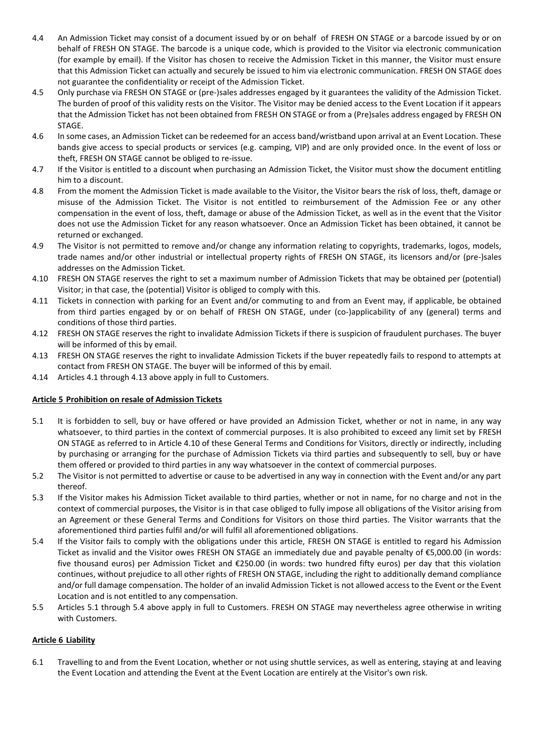4.4 An Admission Ticket may consist of a document issued by or on behalf of FRESH ON STAGE or a barcode issued by or on behalf of FRESH ON STAGE. The barcode is a unique code, which is provided to the Visitor via electronic communication (for example by email). If the Visitor has chosen to receive the Admission Ticket in this manner, the Visitor must ensure that this Admission Ticket can actually and securely be issued to him via electronic communication. FRESH ON STAGE does not guarantee the confidentiality or receipt of the Admission Ticket.

4.5 Only purchase via FRESH ON STAGE or (pre-)sales addresses engaged by it guarantees the validity of the Admission Ticket. The burden of proof of this validity rests on the Visitor. The Visitor may be denied access to the Event Location if it appears that the Admission Ticket has not been obtained from FRESH ON STAGE or from a (Pre)sales address engaged by FRESH ON STAGE.

4.6 In some cases, an Admission Ticket can be redeemed for an access band/wristband upon arrival at an Event Location. These bands give access to special products or services (e.g. camping, VIP) and are only provided once. In the event of loss or theft, FRESH ON STAGE cannot be obliged to re-issue.

4.7 If the Visitor is entitled to a discount when purchasing an Admission Ticket, the Visitor must show the document entitling him to a discount.

4.8 From the moment the Admission Ticket is made available to the Visitor, the Visitor bears the risk of loss, theft, damage or misuse of the Admission Ticket. The Visitor is not entitled to reimbursement of the Admission Fee or any other compensation in the event of loss, theft, damage or abuse of the Admission Ticket, as well as in the event that the Visitor does not use the Admission Ticket for any reason whatsoever. Once an Admission Ticket has been obtained, it cannot be returned or exchanged.

4.9 The Visitor is not permitted to remove and/or change any information relating to copyrights, trademarks, logos, models, trade names and/or other industrial or intellectual property rights of FRESH ON STAGE, its licensors and/or (pre-)sales addresses on the Admission Ticket.

4.10 FRESH ON STAGE reserves the right to set a maximum number of Admission Tickets that may be obtained per (potential) Visitor; in that case, the (potential) Visitor is obliged to comply with this.

4.11 Tickets in connection with parking for an Event and/or commuting to and from an Event may, if applicable, be obtained from third parties engaged by or on behalf of FRESH ON STAGE, under (co-)applicability of any (general) terms and conditions of those third parties.

4.12 FRESH ON STAGE reserves the right to invalidate Admission Tickets if there is suspicion of fraudulent purchases. The buyer will be informed of this by email.

4.13 FRESH ON STAGE reserves the right to invalidate Admission Tickets if the buyer repeatedly fails to respond to attempts at contact from FRESH ON STAGE. The buyer will be informed of this by email.

4.14 Articles 4.1 through 4.13 above apply in full to Customers.

**Article 5 Prohibition on resale of Admission Tickets**

5.1 It is forbidden to sell, buy or have offered or have provided an Admission Ticket, whether or not in name, in any way whatsoever, to third parties in the context of commercial purposes. It is also prohibited to exceed any limit set by FRESH ON STAGE as referred to in Article 4.10 of these General Terms and Conditions for Visitors, directly or indirectly, including by purchasing or arranging for the purchase of Admission Tickets via third parties and subsequently to sell, buy or have them offered or provided to third parties in any way whatsoever in the context of commercial purposes.

5.2 The Visitor is not permitted to advertise or cause to be advertised in any way in connection with the Event and/or any part thereof.

5.3 If the Visitor makes his Admission Ticket available to third parties, whether or not in name, for no charge and not in the context of commercial purposes, the Visitor is in that case obliged to fully impose all obligations of the Visitor arising from an Agreement or these General Terms and Conditions for Visitors on those third parties. The Visitor warrants that the aforementioned third parties fulfil and/or will fulfil all aforementioned obligations.

5.4 If the Visitor fails to comply with the obligations under this article, FRESH ON STAGE is entitled to regard his Admission Ticket as invalid and the Visitor owes FRESH ON STAGE an immediately due and payable penalty of €5,000.00 (in words: five thousand euros) per Admission Ticket and €250.00 (in words: two hundred fifty euros) per day that this violation continues, without prejudice to all other rights of FRESH ON STAGE, including the right to additionally demand compliance and/or full damage compensation. The holder of an invalid Admission Ticket is not allowed access to the Event or the Event Location and is not entitled to any compensation.

5.5 Articles 5.1 through 5.4 above apply in full to Customers. FRESH ON STAGE may nevertheless agree otherwise in writing with Customers.

**Article 6 Liability**

6.1 Travelling to and from the Event Location, whether or not using shuttle services, as well as entering, staying at and leaving the Event Location and attending the Event at the Event Location are entirely at the Visitor's own risk.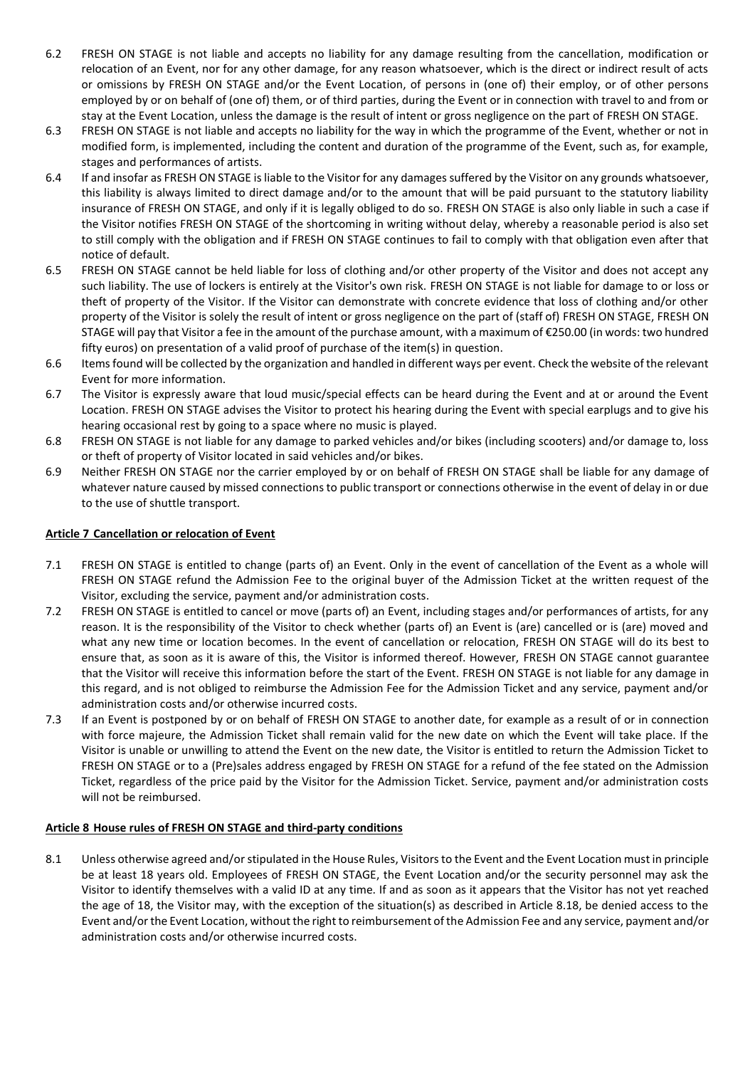6.2 FRESH ON STAGE is not liable and accepts no liability for any damage resulting from the cancellation, modification or relocation of an Event, nor for any other damage, for any reason whatsoever, which is the direct or indirect result of acts or omissions by FRESH ON STAGE and/or the Event Location, of persons in (one of) their employ, or of other persons employed by or on behalf of (one of) them, or of third parties, during the Event or in connection with travel to and from or stay at the Event Location, unless the damage is the result of intent or gross negligence on the part of FRESH ON STAGE.

6.3 FRESH ON STAGE is not liable and accepts no liability for the way in which the programme of the Event, whether or not in modified form, is implemented, including the content and duration of the programme of the Event, such as, for example, stages and performances of artists.

6.4 If and insofar as FRESH ON STAGE is liable to the Visitor for any damages suffered by the Visitor on any grounds whatsoever, this liability is always limited to direct damage and/or to the amount that will be paid pursuant to the statutory liability insurance of FRESH ON STAGE, and only if it is legally obliged to do so. FRESH ON STAGE is also only liable in such a case if the Visitor notifies FRESH ON STAGE of the shortcoming in writing without delay, whereby a reasonable period is also set to still comply with the obligation and if FRESH ON STAGE continues to fail to comply with that obligation even after that notice of default.

6.5 FRESH ON STAGE cannot be held liable for loss of clothing and/or other property of the Visitor and does not accept any such liability. The use of lockers is entirely at the Visitor's own risk. FRESH ON STAGE is not liable for damage to or loss or theft of property of the Visitor. If the Visitor can demonstrate with concrete evidence that loss of clothing and/or other property of the Visitor is solely the result of intent or gross negligence on the part of (staff of) FRESH ON STAGE, FRESH ON STAGE will pay that Visitor a fee in the amount of the purchase amount, with a maximum of €250.00 (in words: two hundred fifty euros) on presentation of a valid proof of purchase of the item(s) in question.

6.6 Items found will be collected by the organization and handled in different ways per event. Check the website of the relevant Event for more information.

6.7 The Visitor is expressly aware that loud music/special effects can be heard during the Event and at or around the Event Location. FRESH ON STAGE advises the Visitor to protect his hearing during the Event with special earplugs and to give his hearing occasional rest by going to a space where no music is played.

6.8 FRESH ON STAGE is not liable for any damage to parked vehicles and/or bikes (including scooters) and/or damage to, loss or theft of property of Visitor located in said vehicles and/or bikes.

6.9 Neither FRESH ON STAGE nor the carrier employed by or on behalf of FRESH ON STAGE shall be liable for any damage of whatever nature caused by missed connections to public transport or connections otherwise in the event of delay in or due to the use of shuttle transport.

## Article 7 Cancellation or relocation of Event

7.1 FRESH ON STAGE is entitled to change (parts of) an Event. Only in the event of cancellation of the Event as a whole will FRESH ON STAGE refund the Admission Fee to the original buyer of the Admission Ticket at the written request of the Visitor, excluding the service, payment and/or administration costs.

7.2 FRESH ON STAGE is entitled to cancel or move (parts of) an Event, including stages and/or performances of artists, for any reason. It is the responsibility of the Visitor to check whether (parts of) an Event is (are) cancelled or is (are) moved and what any new time or location becomes. In the event of cancellation or relocation, FRESH ON STAGE will do its best to ensure that, as soon as it is aware of this, the Visitor is informed thereof. However, FRESH ON STAGE cannot guarantee that the Visitor will receive this information before the start of the Event. FRESH ON STAGE is not liable for any damage in this regard, and is not obliged to reimburse the Admission Fee for the Admission Ticket and any service, payment and/or administration costs and/or otherwise incurred costs.

7.3 If an Event is postponed by or on behalf of FRESH ON STAGE to another date, for example as a result of or in connection with force majeure, the Admission Ticket shall remain valid for the new date on which the Event will take place. If the Visitor is unable or unwilling to attend the Event on the new date, the Visitor is entitled to return the Admission Ticket to FRESH ON STAGE or to a (Pre)sales address engaged by FRESH ON STAGE for a refund of the fee stated on the Admission Ticket, regardless of the price paid by the Visitor for the Admission Ticket. Service, payment and/or administration costs will not be reimbursed.

## Article 8 House rules of FRESH ON STAGE and third-party conditions

8.1 Unless otherwise agreed and/or stipulated in the House Rules, Visitors to the Event and the Event Location must in principle be at least 18 years old. Employees of FRESH ON STAGE, the Event Location and/or the security personnel may ask the Visitor to identify themselves with a valid ID at any time. If and as soon as it appears that the Visitor has not yet reached the age of 18, the Visitor may, with the exception of the situation(s) as described in Article 8.18, be denied access to the Event and/or the Event Location, without the right to reimbursement of the Admission Fee and any service, payment and/or administration costs and/or otherwise incurred costs.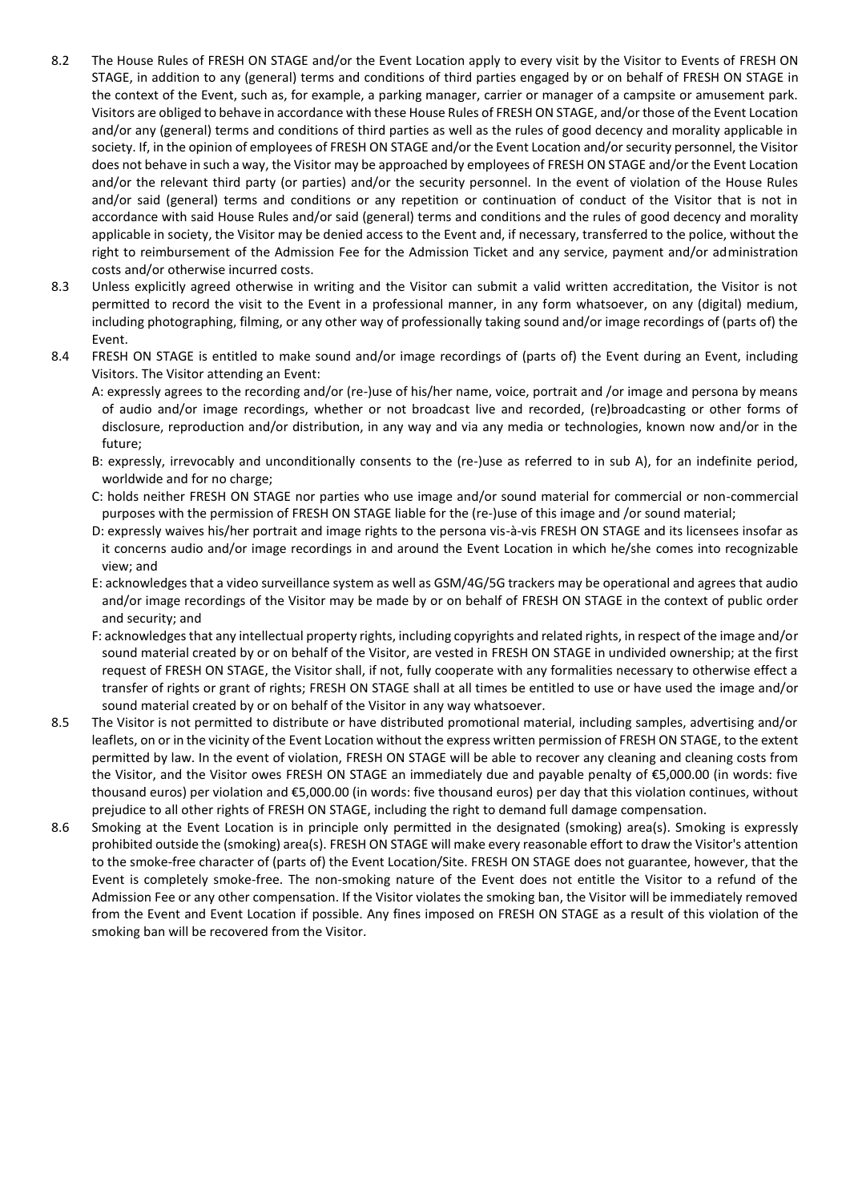8.2 The House Rules of FRESH ON STAGE and/or the Event Location apply to every visit by the Visitor to Events of FRESH ON STAGE, in addition to any (general) terms and conditions of third parties engaged by or on behalf of FRESH ON STAGE in the context of the Event, such as, for example, a parking manager, carrier or manager of a campsite or amusement park. Visitors are obliged to behave in accordance with these House Rules of FRESH ON STAGE, and/or those of the Event Location and/or any (general) terms and conditions of third parties as well as the rules of good decency and morality applicable in society. If, in the opinion of employees of FRESH ON STAGE and/or the Event Location and/or security personnel, the Visitor does not behave in such a way, the Visitor may be approached by employees of FRESH ON STAGE and/or the Event Location and/or the relevant third party (or parties) and/or the security personnel. In the event of violation of the House Rules and/or said (general) terms and conditions or any repetition or continuation of conduct of the Visitor that is not in accordance with said House Rules and/or said (general) terms and conditions and the rules of good decency and morality applicable in society, the Visitor may be denied access to the Event and, if necessary, transferred to the police, without the right to reimbursement of the Admission Fee for the Admission Ticket and any service, payment and/or administration costs and/or otherwise incurred costs.

8.3 Unless explicitly agreed otherwise in writing and the Visitor can submit a valid written accreditation, the Visitor is not permitted to record the visit to the Event in a professional manner, in any form whatsoever, on any (digital) medium, including photographing, filming, or any other way of professionally taking sound and/or image recordings of (parts of) the Event.

8.4 FRESH ON STAGE is entitled to make sound and/or image recordings of (parts of) the Event during an Event, including Visitors. The Visitor attending an Event:

A: expressly agrees to the recording and/or (re-)use of his/her name, voice, portrait and /or image and persona by means of audio and/or image recordings, whether or not broadcast live and recorded, (re)broadcasting or other forms of disclosure, reproduction and/or distribution, in any way and via any media or technologies, known now and/or in the future;

B: expressly, irrevocably and unconditionally consents to the (re-)use as referred to in sub A), for an indefinite period, worldwide and for no charge;

C: holds neither FRESH ON STAGE nor parties who use image and/or sound material for commercial or non-commercial purposes with the permission of FRESH ON STAGE liable for the (re-)use of this image and /or sound material;

D: expressly waives his/her portrait and image rights to the persona vis-à-vis FRESH ON STAGE and its licensees insofar as it concerns audio and/or image recordings in and around the Event Location in which he/she comes into recognizable view; and

E: acknowledges that a video surveillance system as well as GSM/4G/5G trackers may be operational and agrees that audio and/or image recordings of the Visitor may be made by or on behalf of FRESH ON STAGE in the context of public order and security; and

F: acknowledges that any intellectual property rights, including copyrights and related rights, in respect of the image and/or sound material created by or on behalf of the Visitor, are vested in FRESH ON STAGE in undivided ownership; at the first request of FRESH ON STAGE, the Visitor shall, if not, fully cooperate with any formalities necessary to otherwise effect a transfer of rights or grant of rights; FRESH ON STAGE shall at all times be entitled to use or have used the image and/or sound material created by or on behalf of the Visitor in any way whatsoever.

8.5 The Visitor is not permitted to distribute or have distributed promotional material, including samples, advertising and/or leaflets, on or in the vicinity of the Event Location without the express written permission of FRESH ON STAGE, to the extent permitted by law. In the event of violation, FRESH ON STAGE will be able to recover any cleaning and cleaning costs from the Visitor, and the Visitor owes FRESH ON STAGE an immediately due and payable penalty of €5,000.00 (in words: five thousand euros) per violation and €5,000.00 (in words: five thousand euros) per day that this violation continues, without prejudice to all other rights of FRESH ON STAGE, including the right to demand full damage compensation.

8.6 Smoking at the Event Location is in principle only permitted in the designated (smoking) area(s). Smoking is expressly prohibited outside the (smoking) area(s). FRESH ON STAGE will make every reasonable effort to draw the Visitor's attention to the smoke-free character of (parts of) the Event Location/Site. FRESH ON STAGE does not guarantee, however, that the Event is completely smoke-free. The non-smoking nature of the Event does not entitle the Visitor to a refund of the Admission Fee or any other compensation. If the Visitor violates the smoking ban, the Visitor will be immediately removed from the Event and Event Location if possible. Any fines imposed on FRESH ON STAGE as a result of this violation of the smoking ban will be recovered from the Visitor.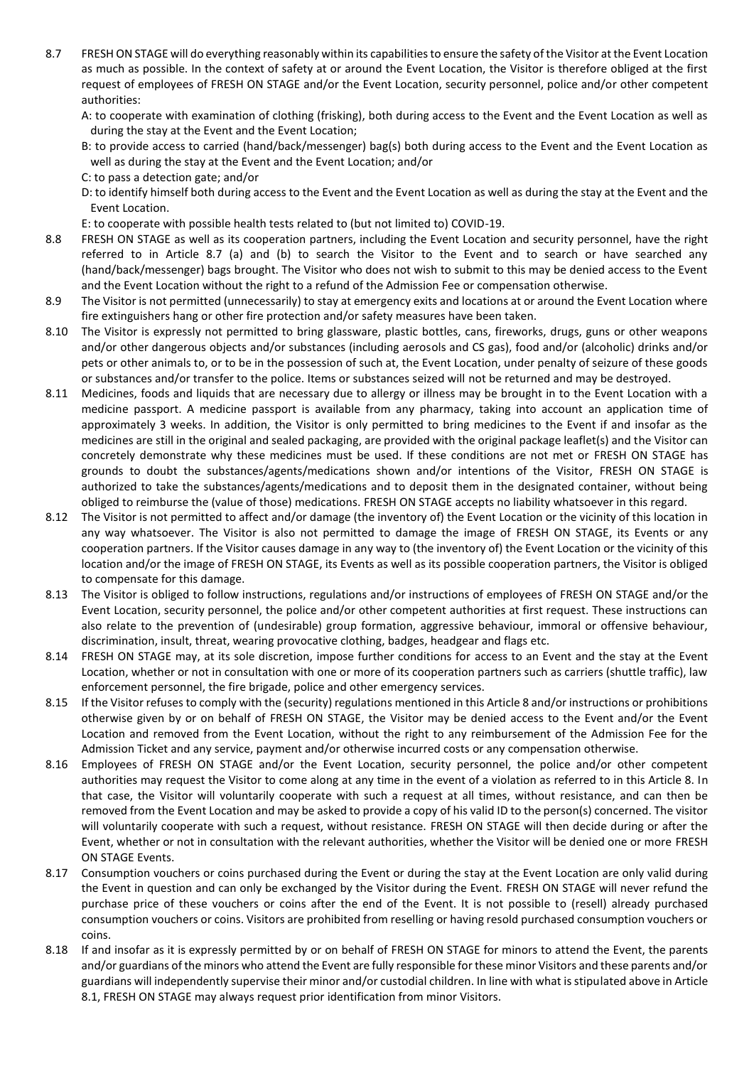8.7 FRESH ON STAGE will do everything reasonably within its capabilities to ensure the safety of the Visitor at the Event Location as much as possible. In the context of safety at or around the Event Location, the Visitor is therefore obliged at the first request of employees of FRESH ON STAGE and/or the Event Location, security personnel, police and/or other competent authorities:

A: to cooperate with examination of clothing (frisking), both during access to the Event and the Event Location as well as during the stay at the Event and the Event Location;

B: to provide access to carried (hand/back/messenger) bag(s) both during access to the Event and the Event Location as well as during the stay at the Event and the Event Location; and/or

C: to pass a detection gate; and/or

D: to identify himself both during access to the Event and the Event Location as well as during the stay at the Event and the Event Location.

E: to cooperate with possible health tests related to (but not limited to) COVID-19.

8.8 FRESH ON STAGE as well as its cooperation partners, including the Event Location and security personnel, have the right referred to in Article 8.7 (a) and (b) to search the Visitor to the Event and to search or have searched any (hand/back/messenger) bags brought. The Visitor who does not wish to submit to this may be denied access to the Event and the Event Location without the right to a refund of the Admission Fee or compensation otherwise.

8.9 The Visitor is not permitted (unnecessarily) to stay at emergency exits and locations at or around the Event Location where fire extinguishers hang or other fire protection and/or safety measures have been taken.

8.10 The Visitor is expressly not permitted to bring glassware, plastic bottles, cans, fireworks, drugs, guns or other weapons and/or other dangerous objects and/or substances (including aerosols and CS gas), food and/or (alcoholic) drinks and/or pets or other animals to, or to be in the possession of such at, the Event Location, under penalty of seizure of these goods or substances and/or transfer to the police. Items or substances seized will not be returned and may be destroyed.

8.11 Medicines, foods and liquids that are necessary due to allergy or illness may be brought in to the Event Location with a medicine passport. A medicine passport is available from any pharmacy, taking into account an application time of approximately 3 weeks. In addition, the Visitor is only permitted to bring medicines to the Event if and insofar as the medicines are still in the original and sealed packaging, are provided with the original package leaflet(s) and the Visitor can concretely demonstrate why these medicines must be used. If these conditions are not met or FRESH ON STAGE has grounds to doubt the substances/agents/medications shown and/or intentions of the Visitor, FRESH ON STAGE is authorized to take the substances/agents/medications and to deposit them in the designated container, without being obliged to reimburse the (value of those) medications. FRESH ON STAGE accepts no liability whatsoever in this regard.

8.12 The Visitor is not permitted to affect and/or damage (the inventory of) the Event Location or the vicinity of this location in any way whatsoever. The Visitor is also not permitted to damage the image of FRESH ON STAGE, its Events or any cooperation partners. If the Visitor causes damage in any way to (the inventory of) the Event Location or the vicinity of this location and/or the image of FRESH ON STAGE, its Events as well as its possible cooperation partners, the Visitor is obliged to compensate for this damage.

8.13 The Visitor is obliged to follow instructions, regulations and/or instructions of employees of FRESH ON STAGE and/or the Event Location, security personnel, the police and/or other competent authorities at first request. These instructions can also relate to the prevention of (undesirable) group formation, aggressive behaviour, immoral or offensive behaviour, discrimination, insult, threat, wearing provocative clothing, badges, headgear and flags etc.

8.14 FRESH ON STAGE may, at its sole discretion, impose further conditions for access to an Event and the stay at the Event Location, whether or not in consultation with one or more of its cooperation partners such as carriers (shuttle traffic), law enforcement personnel, the fire brigade, police and other emergency services.

8.15 If the Visitor refuses to comply with the (security) regulations mentioned in this Article 8 and/or instructions or prohibitions otherwise given by or on behalf of FRESH ON STAGE, the Visitor may be denied access to the Event and/or the Event Location and removed from the Event Location, without the right to any reimbursement of the Admission Fee for the Admission Ticket and any service, payment and/or otherwise incurred costs or any compensation otherwise.

8.16 Employees of FRESH ON STAGE and/or the Event Location, security personnel, the police and/or other competent authorities may request the Visitor to come along at any time in the event of a violation as referred to in this Article 8. In that case, the Visitor will voluntarily cooperate with such a request at all times, without resistance, and can then be removed from the Event Location and may be asked to provide a copy of his valid ID to the person(s) concerned. The visitor will voluntarily cooperate with such a request, without resistance. FRESH ON STAGE will then decide during or after the Event, whether or not in consultation with the relevant authorities, whether the Visitor will be denied one or more FRESH ON STAGE Events.

8.17 Consumption vouchers or coins purchased during the Event or during the stay at the Event Location are only valid during the Event in question and can only be exchanged by the Visitor during the Event. FRESH ON STAGE will never refund the purchase price of these vouchers or coins after the end of the Event. It is not possible to (resell) already purchased consumption vouchers or coins. Visitors are prohibited from reselling or having resold purchased consumption vouchers or coins.

8.18 If and insofar as it is expressly permitted by or on behalf of FRESH ON STAGE for minors to attend the Event, the parents and/or guardians of the minors who attend the Event are fully responsible for these minor Visitors and these parents and/or guardians will independently supervise their minor and/or custodial children. In line with what is stipulated above in Article 8.1, FRESH ON STAGE may always request prior identification from minor Visitors.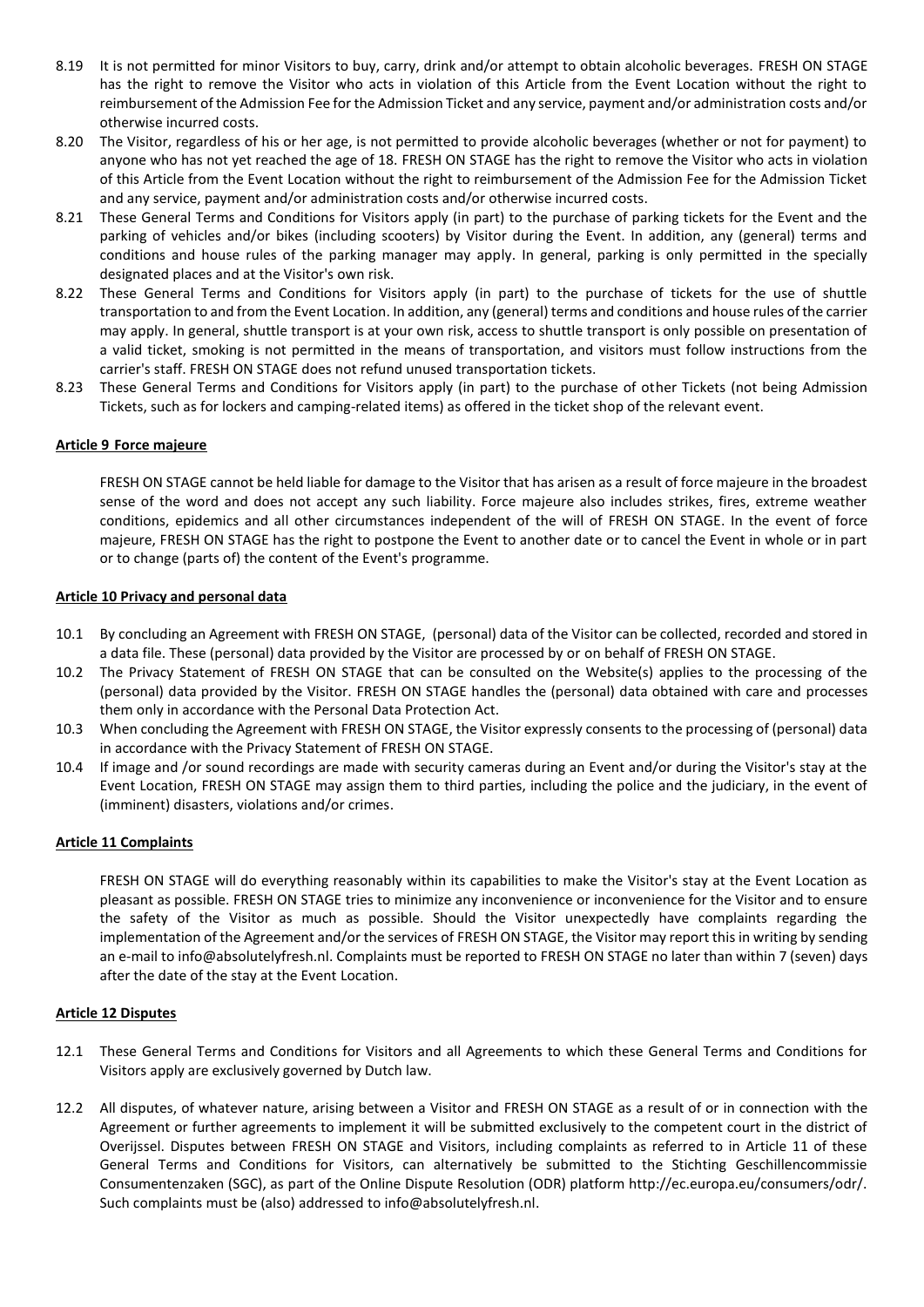8.19 It is not permitted for minor Visitors to buy, carry, drink and/or attempt to obtain alcoholic beverages. FRESH ON STAGE has the right to remove the Visitor who acts in violation of this Article from the Event Location without the right to reimbursement of the Admission Fee for the Admission Ticket and any service, payment and/or administration costs and/or otherwise incurred costs.

8.20 The Visitor, regardless of his or her age, is not permitted to provide alcoholic beverages (whether or not for payment) to anyone who has not yet reached the age of 18. FRESH ON STAGE has the right to remove the Visitor who acts in violation of this Article from the Event Location without the right to reimbursement of the Admission Fee for the Admission Ticket and any service, payment and/or administration costs and/or otherwise incurred costs.

8.21 These General Terms and Conditions for Visitors apply (in part) to the purchase of parking tickets for the Event and the parking of vehicles and/or bikes (including scooters) by Visitor during the Event. In addition, any (general) terms and conditions and house rules of the parking manager may apply. In general, parking is only permitted in the specially designated places and at the Visitor's own risk.

8.22 These General Terms and Conditions for Visitors apply (in part) to the purchase of tickets for the use of shuttle transportation to and from the Event Location. In addition, any (general) terms and conditions and house rules of the carrier may apply. In general, shuttle transport is at your own risk, access to shuttle transport is only possible on presentation of a valid ticket, smoking is not permitted in the means of transportation, and visitors must follow instructions from the carrier's staff. FRESH ON STAGE does not refund unused transportation tickets.

8.23 These General Terms and Conditions for Visitors apply (in part) to the purchase of other Tickets (not being Admission Tickets, such as for lockers and camping-related items) as offered in the ticket shop of the relevant event.

**Article 9 Force majeure**

FRESH ON STAGE cannot be held liable for damage to the Visitor that has arisen as a result of force majeure in the broadest sense of the word and does not accept any such liability. Force majeure also includes strikes, fires, extreme weather conditions, epidemics and all other circumstances independent of the will of FRESH ON STAGE. In the event of force majeure, FRESH ON STAGE has the right to postpone the Event to another date or to cancel the Event in whole or in part or to change (parts of) the content of the Event's programme.

**Article 10 Privacy and personal data**

10.1 By concluding an Agreement with FRESH ON STAGE, (personal) data of the Visitor can be collected, recorded and stored in a data file. These (personal) data provided by the Visitor are processed by or on behalf of FRESH ON STAGE.

10.2 The Privacy Statement of FRESH ON STAGE that can be consulted on the Website(s) applies to the processing of the (personal) data provided by the Visitor. FRESH ON STAGE handles the (personal) data obtained with care and processes them only in accordance with the Personal Data Protection Act.

10.3 When concluding the Agreement with FRESH ON STAGE, the Visitor expressly consents to the processing of (personal) data in accordance with the Privacy Statement of FRESH ON STAGE.

10.4 If image and /or sound recordings are made with security cameras during an Event and/or during the Visitor's stay at the Event Location, FRESH ON STAGE may assign them to third parties, including the police and the judiciary, in the event of (imminent) disasters, violations and/or crimes.

**Article 11 Complaints**

FRESH ON STAGE will do everything reasonably within its capabilities to make the Visitor's stay at the Event Location as pleasant as possible. FRESH ON STAGE tries to minimize any inconvenience or inconvenience for the Visitor and to ensure the safety of the Visitor as much as possible. Should the Visitor unexpectedly have complaints regarding the implementation of the Agreement and/or the services of FRESH ON STAGE, the Visitor may report this in writing by sending an e-mail to info@absolutelyfresh.nl. Complaints must be reported to FRESH ON STAGE no later than within 7 (seven) days after the date of the stay at the Event Location.

**Article 12 Disputes**

12.1 These General Terms and Conditions for Visitors and all Agreements to which these General Terms and Conditions for Visitors apply are exclusively governed by Dutch law.

12.2 All disputes, of whatever nature, arising between a Visitor and FRESH ON STAGE as a result of or in connection with the Agreement or further agreements to implement it will be submitted exclusively to the competent court in the district of Overijssel. Disputes between FRESH ON STAGE and Visitors, including complaints as referred to in Article 11 of these General Terms and Conditions for Visitors, can alternatively be submitted to the Stichting Geschillencommissie Consumentenzaken (SGC), as part of the Online Dispute Resolution (ODR) platform http://ec.europa.eu/consumers/odr/. Such complaints must be (also) addressed to info@absolutelyfresh.nl.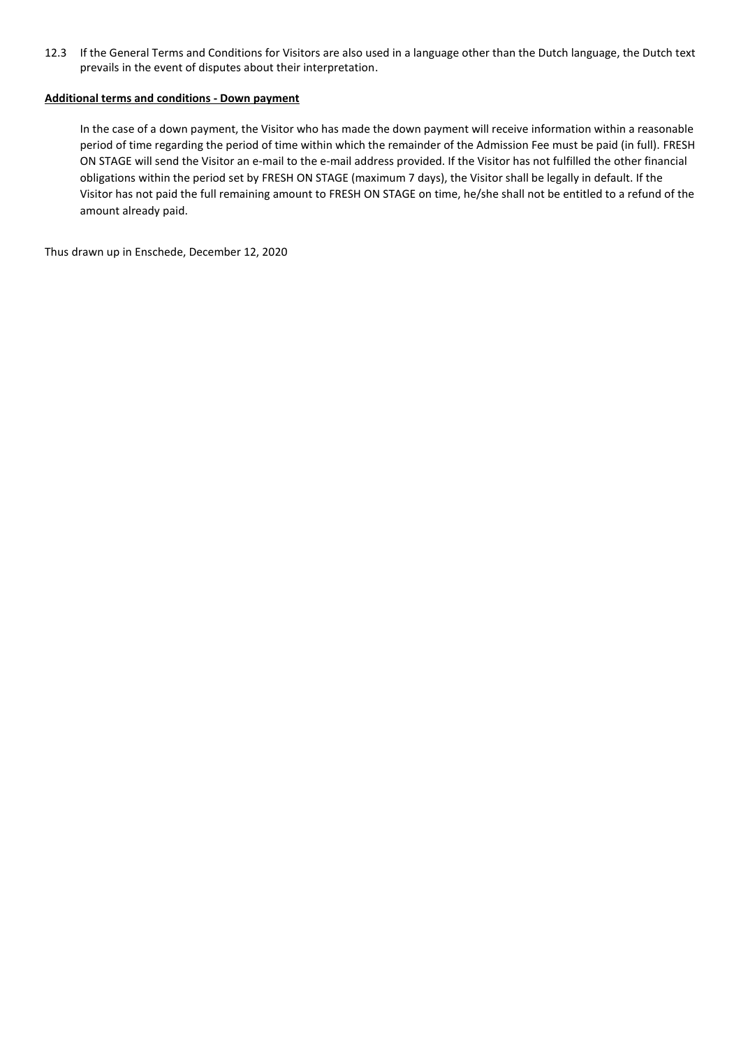12.3 If the General Terms and Conditions for Visitors are also used in a language other than the Dutch language, the Dutch text prevails in the event of disputes about their interpretation.

**Additional terms and conditions - Down payment**

In the case of a down payment, the Visitor who has made the down payment will receive information within a reasonable period of time regarding the period of time within which the remainder of the Admission Fee must be paid (in full). FRESH ON STAGE will send the Visitor an e-mail to the e-mail address provided. If the Visitor has not fulfilled the other financial obligations within the period set by FRESH ON STAGE (maximum 7 days), the Visitor shall be legally in default. If the Visitor has not paid the full remaining amount to FRESH ON STAGE on time, he/she shall not be entitled to a refund of the amount already paid.

Thus drawn up in Enschede, December 12, 2020